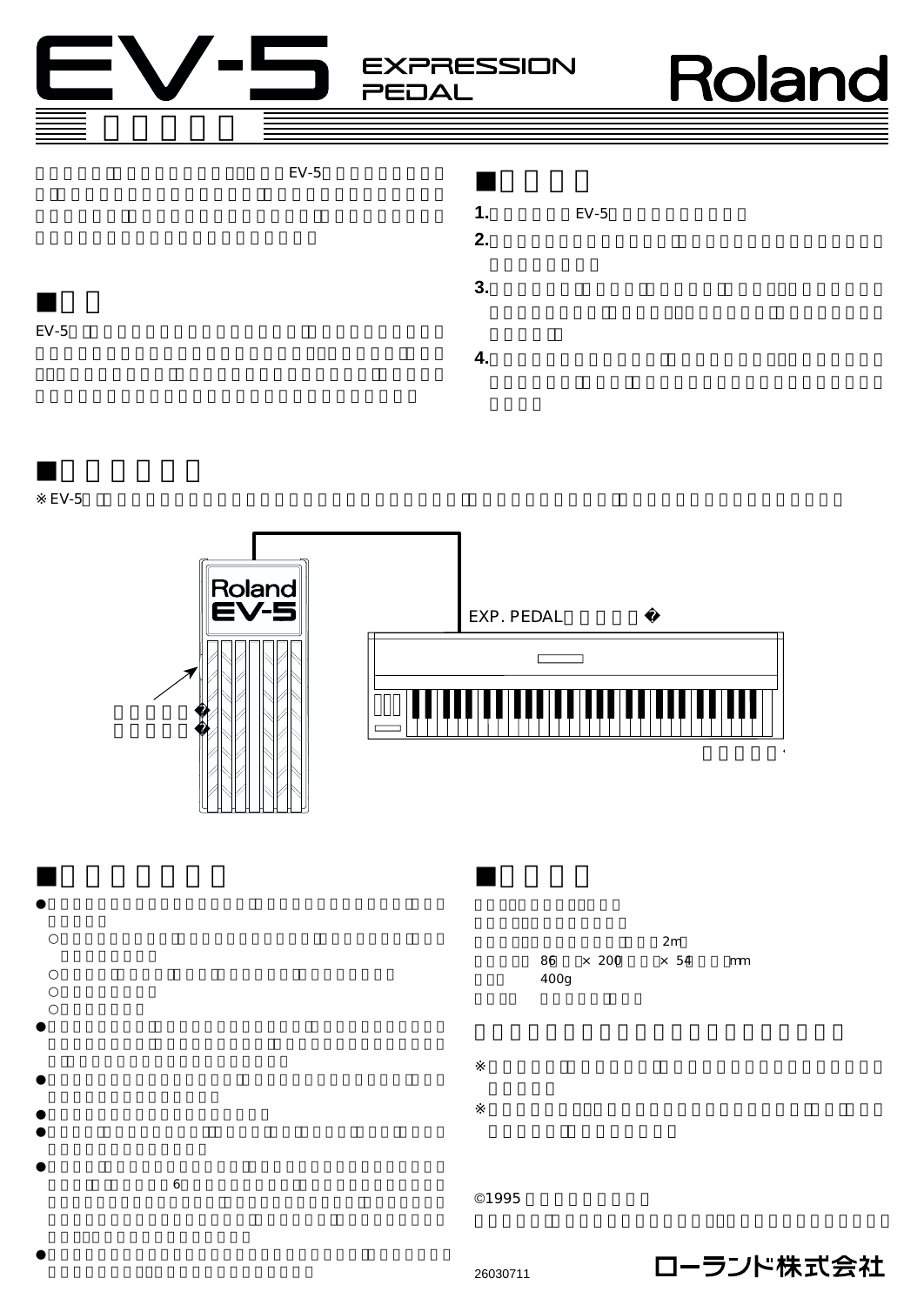# EV-5 EXPRESSION PEDAL

Roland

EV-5

## ■

EV-5

## ■

1. EV-5

2.

3.

4.

## ■

※EV-5

Roland EV-5

EXP. PEDAL

## ■

●

○

○

○

○

●

●

●

●

● 6

●

## ■

2m

86 × 200 × 54 mm

400g

※

※

©1995

26030711

ローランド株式会社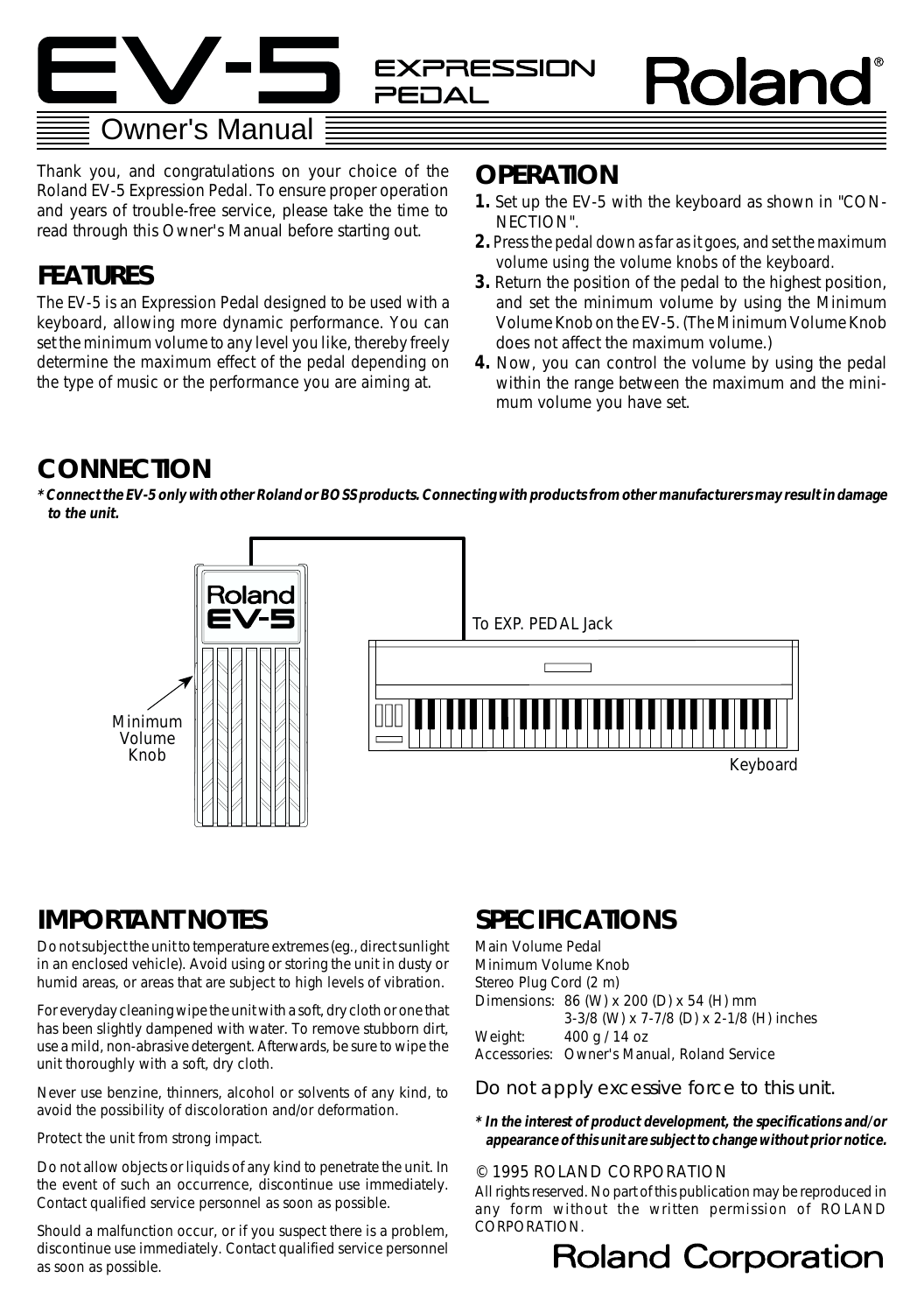# EV-5 EXPRESSION PEDAL — Roland

## Owner's Manual

Thank you, and congratulations on your choice of the Roland EV-5 Expression Pedal. To ensure proper operation and years of trouble-free service, please take the time to read through this Owner's Manual before starting out.

## FEATURES

The EV-5 is an Expression Pedal designed to be used with a keyboard, allowing more dynamic performance. You can set the minimum volume to any level you like, thereby freely determine the maximum effect of the pedal depending on the type of music or the performance you are aiming at.

## OPERATION

1. Set up the EV-5 with the keyboard as shown in "CONNECTION".
2. Press the pedal down as far as it goes, and set the maximum volume using the volume knobs of the keyboard.
3. Return the position of the pedal to the highest position, and set the minimum volume by using the Minimum Volume Knob on the EV-5. (The Minimum Volume Knob does not affect the maximum volume.)
4. Now, you can control the volume by using the pedal within the range between the maximum and the minimum volume you have set.

## CONNECTION

***Connect the EV-5 only with other Roland or BOSS products. Connecting with products from other manufacturers may result in damage to the unit.***

Minimum Volume Knob

To EXP. PEDAL Jack

Keyboard

## IMPORTANT NOTES

Do not subject the unit to temperature extremes (eg., direct sunlight in an enclosed vehicle). Avoid using or storing the unit in dusty or humid areas, or areas that are subject to high levels of vibration.

For everyday cleaning wipe the unit with a soft, dry cloth or one that has been slightly dampened with water. To remove stubborn dirt, use a mild, non-abrasive detergent. Afterwards, be sure to wipe the unit thoroughly with a soft, dry cloth.

Never use benzine, thinners, alcohol or solvents of any kind, to avoid the possibility of discoloration and/or deformation.

Protect the unit from strong impact.

Do not allow objects or liquids of any kind to penetrate the unit. In the event of such an occurrence, discontinue use immediately. Contact qualified service personnel as soon as possible.

Should a malfunction occur, or if you suspect there is a problem, discontinue use immediately. Contact qualified service personnel as soon as possible.

## SPECIFICATIONS

Main Volume Pedal
Minimum Volume Knob
Stereo Plug Cord (2 m)
Dimensions: 86 (W) x 200 (D) x 54 (H) mm
3-3/8 (W) x 7-7/8 (D) x 2-1/8 (H) inches
Weight: 400 g / 14 oz
Accessories: Owner's Manual, Roland Service

Do not apply excessive force to this unit.

***In the interest of product development, the specifications and/or appearance of this unit are subject to change without prior notice.***

© 1995 ROLAND CORPORATION
All rights reserved. No part of this publication may be reproduced in any form without the written permission of ROLAND CORPORATION.

Roland Corporation